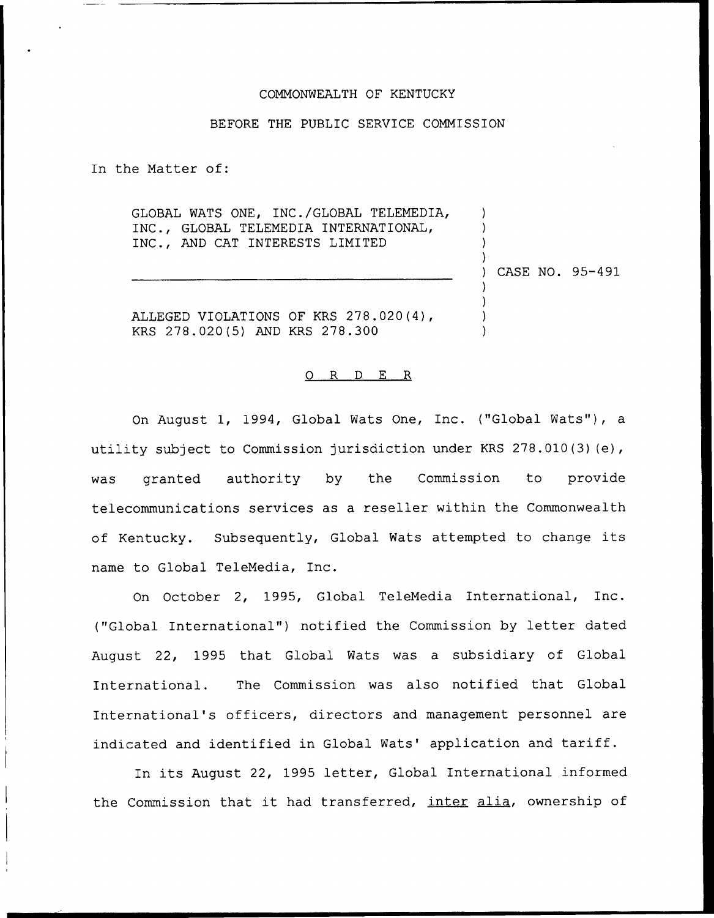COMMONWEALTH OF KENTUCKY

BEFORE THE PUBLIC SERVICE COMMISSION

In the Matter of:

GLOBAL WATS ONE, INC./GLOBAL TELEMEDIA, INC., GLOBAL TELEMEDIA INTERNATIONAL, INC., AND CAT INTERESTS LIMITED

ALLEGED VIOLATIONS OF KRS 278.020(4), KRS 278.020(5) AND KRS 278.300

) CASE NO. 95-491

## O R D E R

On August 1, 1994, Global Wats One, Inc. ("Global Wats"), a utility subject to Commission jurisdiction under KRS 278.010(3)(e), was granted authority by the Commission to provide telecommunications services as a reseller within the Commonwealth of Kentucky. Subsequently, Global Wats attempted to change its name to Global TeleMedia, Inc.

On October 2, 1995, Global TeleMedia International, Inc. ("Global International") notified the Commission by letter dated August 22, 1995 that Global Wats was a subsidiary of Global International. The Commission was also notified that Global International's officers, directors and management personnel are indicated and identified in Global Wats' application and tariff.

In its August 22, 1995 letter, Global International informed the Commission that it had transferred, _inter alia_, ownership of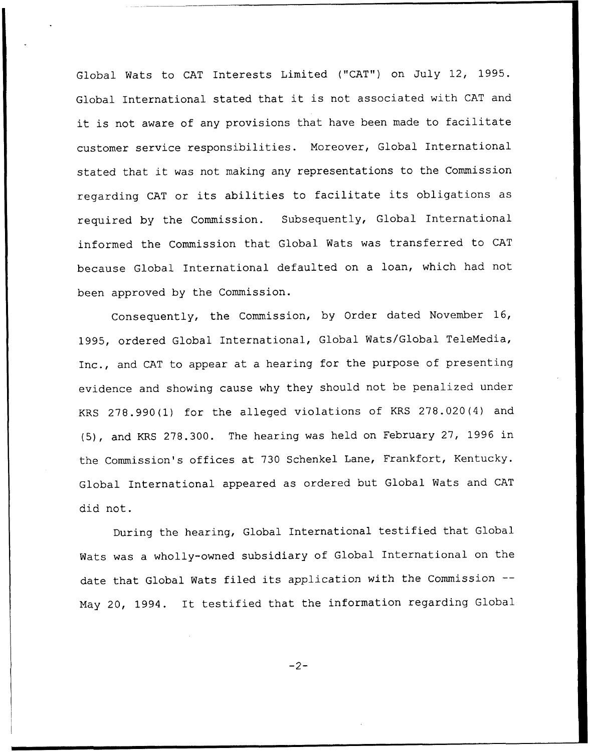Global Wats to CAT Interests Limited ("CAT") on July 12, 1995. Global International stated that it is not associated with CAT and it is not aware of any provisions that have been made to facilitate customer service responsibilities. Moreover, Global International stated that it was not making any representations to the Commission regarding CAT or its abilities to facilitate its obligations as required by the Commission. Subsequently, Global International informed the Commission that Global Wats was transferred to CAT because Global International defaulted on a loan, which had not been approved by the Commission.

Consequently, the Commission, by Order dated November 16, 1995, ordered Global International, Global Wats/Global TeleMedia, Inc., and CAT to appear at a hearing for the purpose of presenting evidence and showing cause why they should not be penalized under KRS 278.990(1) for the alleged violations of KRS 278.020(4) and (5), and KRS 278.300. The hearing was held on February 27, 1996 in the Commission's offices at 730 Schenkel Lane, Frankfort, Kentucky. Global International appeared as ordered but Global Wats and CAT did not.

During the hearing, Global International testified that Global Wats was a wholly-owned subsidiary of Global International on the date that Global Wats filed its application with the Commission -- May 20, 1994. It testified that the information regarding Global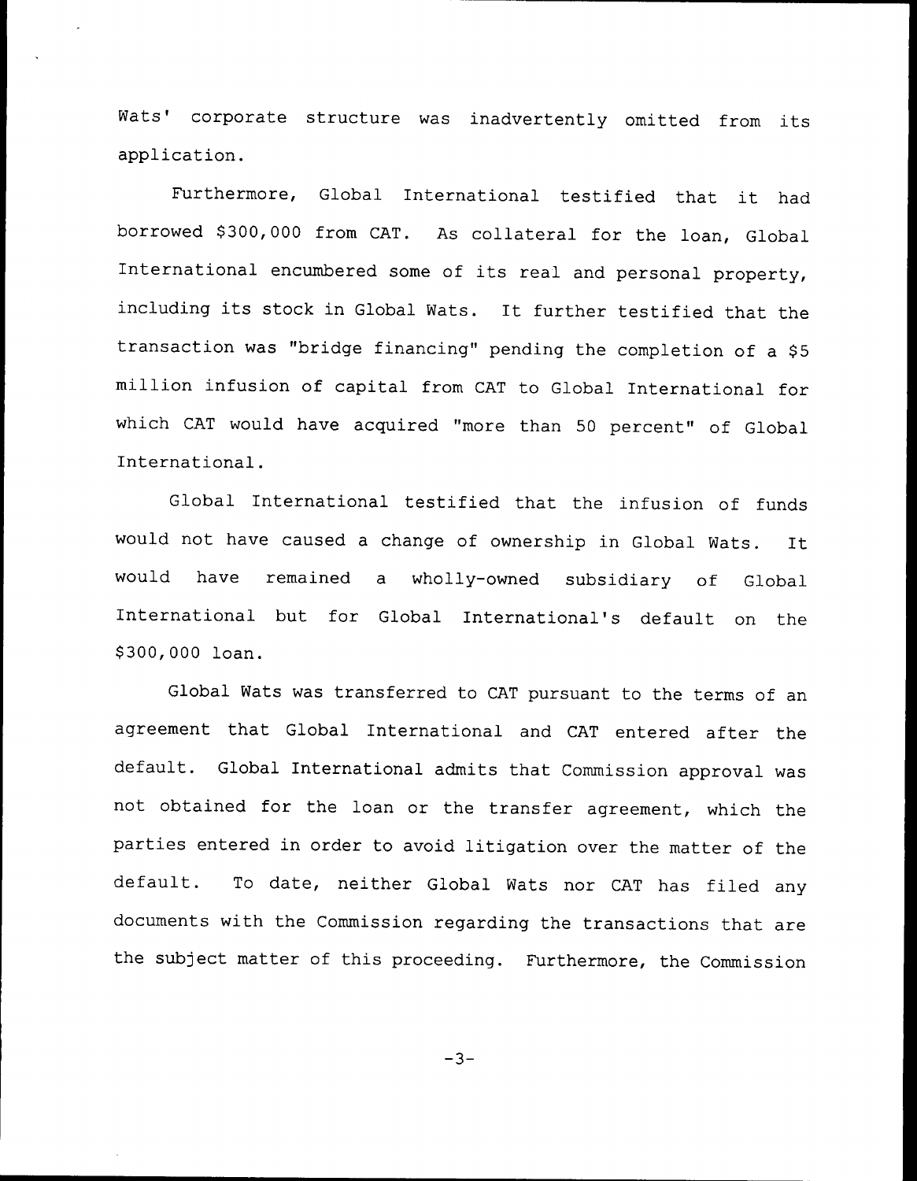Wats' corporate structure was inadvertently omitted from its application.

Furthermore, Global International testified that it had borrowed $300,000 from CAT. As collateral for the loan, Global International encumbered some of its real and personal property, including its stock in Global Wats. It further testified that the transaction was "bridge financing" pending the completion of a $5 million infusion of capital from CAT to Global International for which CAT would have acquired "more than 50 percent" of Global International.

Global International testified that the infusion of funds would not have caused a change of ownership in Global Wats. It would have remained a wholly-owned subsidiary of Global International but for Global International's default on the $300,000 loan.

Global Wats was transferred to CAT pursuant to the terms of an agreement that Global International and CAT entered after the default. Global International admits that Commission approval was not obtained for the loan or the transfer agreement, which the parties entered in order to avoid litigation over the matter of the default. To date, neither Global Wats nor CAT has filed any documents with the Commission regarding the transactions that are the subject matter of this proceeding. Furthermore, the Commission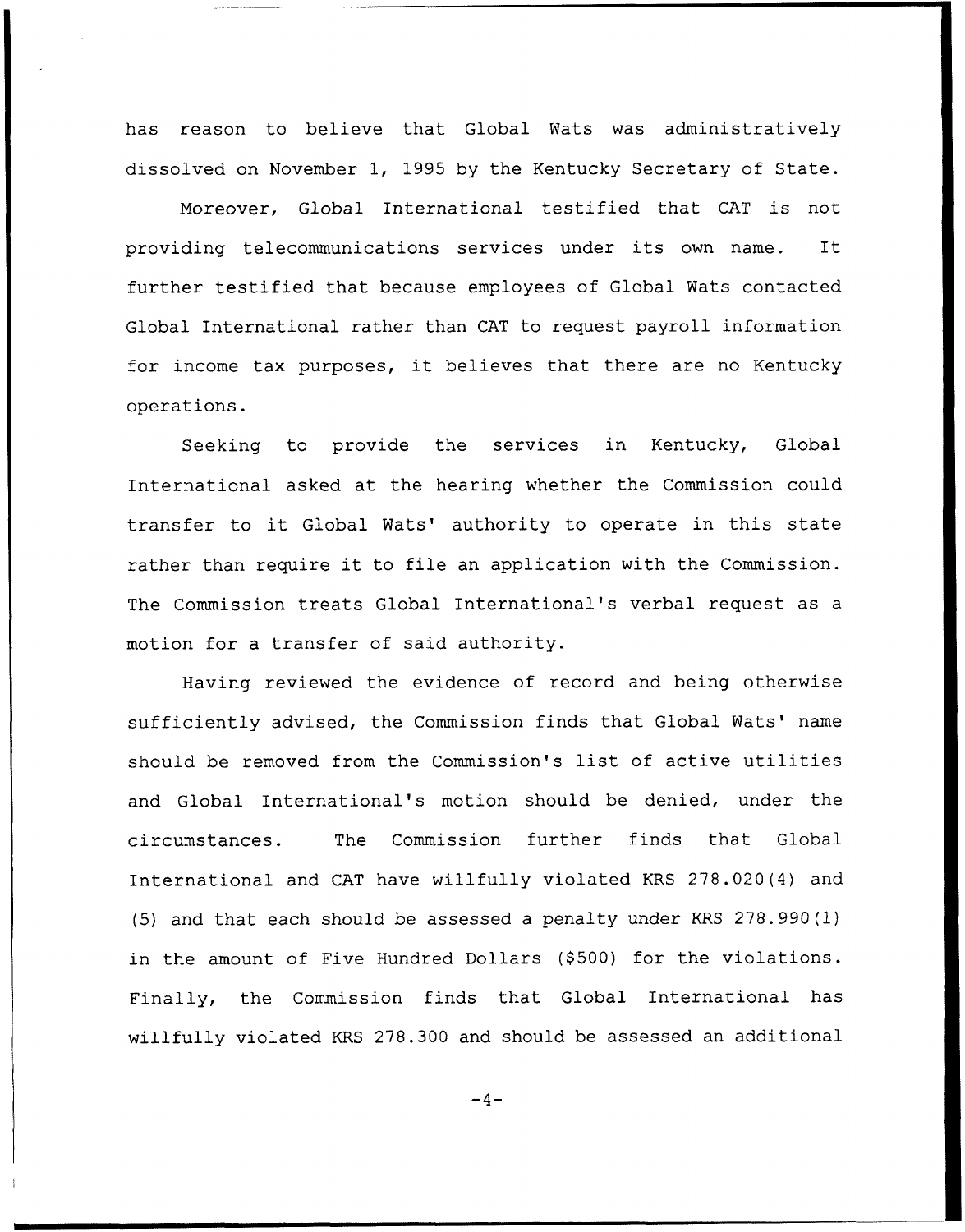has reason to believe that Global Wats was administratively dissolved on November 1, 1995 by the Kentucky Secretary of State.

Moreover, Global International testified that CAT is not providing telecommunications services under its own name. It further testified that because employees of Global Wats contacted Global International rather than CAT to request payroll information for income tax purposes, it believes that there are no Kentucky operations.

Seeking to provide the services in Kentucky, Global International asked at the hearing whether the Commission could transfer to it Global Wats' authority to operate in this state rather than require it to file an application with the Commission. The Commission treats Global International's verbal request as a motion for a transfer of said authority.

Having reviewed the evidence of record and being otherwise sufficiently advised, the Commission finds that Global Wats' name should be removed from the Commission's list of active utilities and Global International's motion should be denied, under the circumstances. The Commission further finds that Global International and CAT have willfully violated KRS 278.020(4) and (5) and that each should be assessed a penalty under KRS 278.990(1) in the amount of Five Hundred Dollars ($500) for the violations. Finally, the Commission finds that Global International has willfully violated KRS 278.300 and should be assessed an additional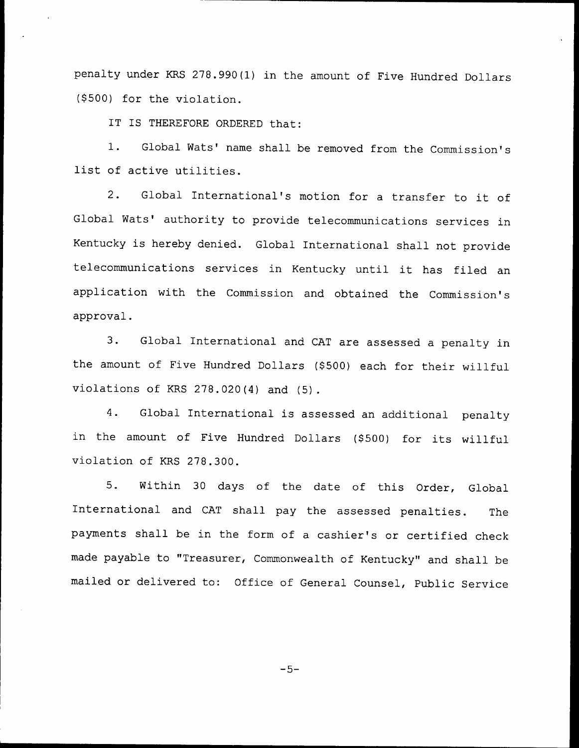penalty under KRS 278.990(1) in the amount of Five Hundred Dollars ($500) for the violation.

IT IS THEREFORE ORDERED that:

1. Global Wats' name shall be removed from the Commission's list of active utilities.

2. Global International's motion for a transfer to it of Global Wats' authority to provide telecommunications services in Kentucky is hereby denied. Global International shall not provide telecommunications services in Kentucky until it has filed an application with the Commission and obtained the Commission's approval.

3. Global International and CAT are assessed a penalty in the amount of Five Hundred Dollars ($500) each for their willful violations of KRS 278.020(4) and (5).

4. Global International is assessed an additional penalty in the amount of Five Hundred Dollars ($500) for its willful violation of KRS 278.300.

5. Within 30 days of the date of this Order, Global International and CAT shall pay the assessed penalties. The payments shall be in the form of a cashier's or certified check made payable to "Treasurer, Commonwealth of Kentucky" and shall be mailed or delivered to: Office of General Counsel, Public Service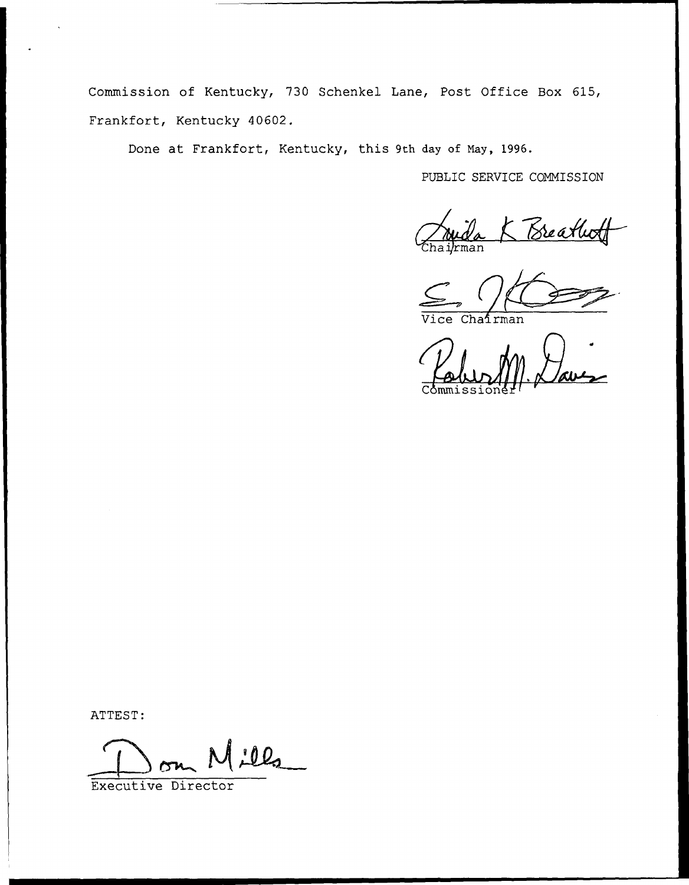Commission of Kentucky, 730 Schenkel Lane, Post Office Box 615, Frankfort, Kentucky 40602.

Done at Frankfort, Kentucky, this 9th day of May, 1996.

PUBLIC SERVICE COMMISSION

Linda K Breathitt
Chairman

Vice Chairman

Robert M. Davis
Commissioner

ATTEST:

Don Mills
Executive Director